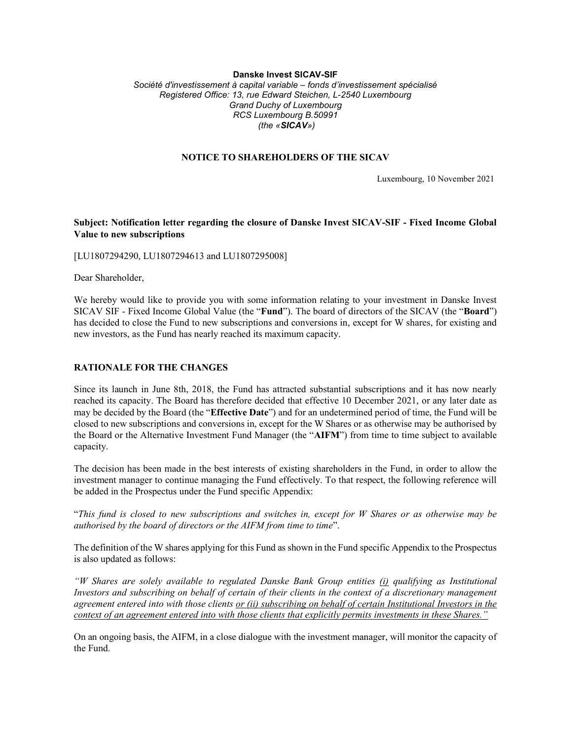**Danske Invest SICAV-SIF**
*Société d'investissement à capital variable – fonds d'investissement spécialisé*
*Registered Office: 13, rue Edward Steichen, L-2540 Luxembourg*
*Grand Duchy of Luxembourg*
*RCS Luxembourg B.50991*
*(the «**SICAV**»)*

**NOTICE TO SHAREHOLDERS OF THE SICAV**

Luxembourg, 10 November 2021

**Subject: Notification letter regarding the closure of Danske Invest SICAV-SIF - Fixed Income Global Value to new subscriptions**

[LU1807294290, LU1807294613 and LU1807295008]

Dear Shareholder,

We hereby would like to provide you with some information relating to your investment in Danske Invest SICAV SIF - Fixed Income Global Value (the "**Fund**"). The board of directors of the SICAV (the "**Board**") has decided to close the Fund to new subscriptions and conversions in, except for W shares, for existing and new investors, as the Fund has nearly reached its maximum capacity.

## RATIONALE FOR THE CHANGES

Since its launch in June 8th, 2018, the Fund has attracted substantial subscriptions and it has now nearly reached its capacity. The Board has therefore decided that effective 10 December 2021, or any later date as may be decided by the Board (the "**Effective Date**") and for an undetermined period of time, the Fund will be closed to new subscriptions and conversions in, except for the W Shares or as otherwise may be authorised by the Board or the Alternative Investment Fund Manager (the "**AIFM**") from time to time subject to available capacity.

The decision has been made in the best interests of existing shareholders in the Fund, in order to allow the investment manager to continue managing the Fund effectively. To that respect, the following reference will be added in the Prospectus under the Fund specific Appendix:

"*This fund is closed to new subscriptions and switches in, except for W Shares or as otherwise may be authorised by the board of directors or the AIFM from time to time*".

The definition of the W shares applying for this Fund as shown in the Fund specific Appendix to the Prospectus is also updated as follows:

*"W Shares are solely available to regulated Danske Bank Group entities <u>(i)</u> qualifying as Institutional Investors and subscribing on behalf of certain of their clients in the context of a discretionary management agreement entered into with those clients <u>or (ii) subscribing on behalf of certain Institutional Investors in the context of an agreement entered into with those clients that explicitly permits investments in these Shares."</u>*

On an ongoing basis, the AIFM, in a close dialogue with the investment manager, will monitor the capacity of the Fund.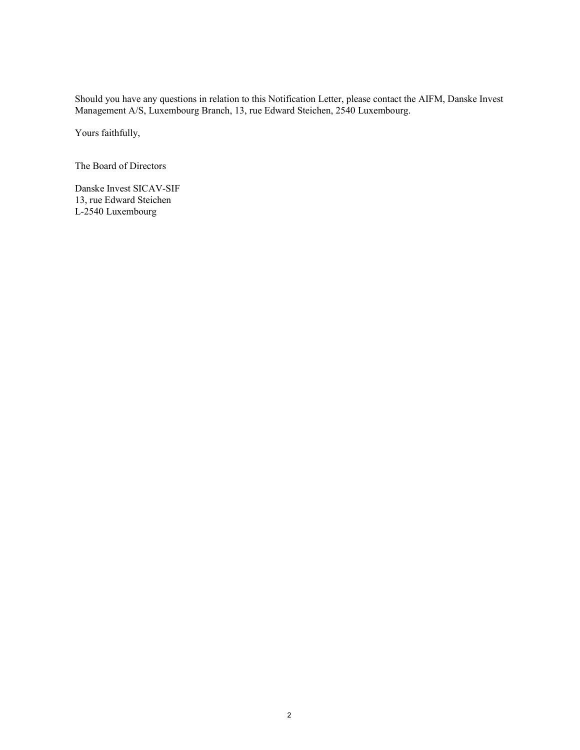Should you have any questions in relation to this Notification Letter, please contact the AIFM, Danske Invest Management A/S, Luxembourg Branch, 13, rue Edward Steichen, 2540 Luxembourg.

Yours faithfully,

The Board of Directors

Danske Invest SICAV-SIF
13, rue Edward Steichen
L-2540 Luxembourg